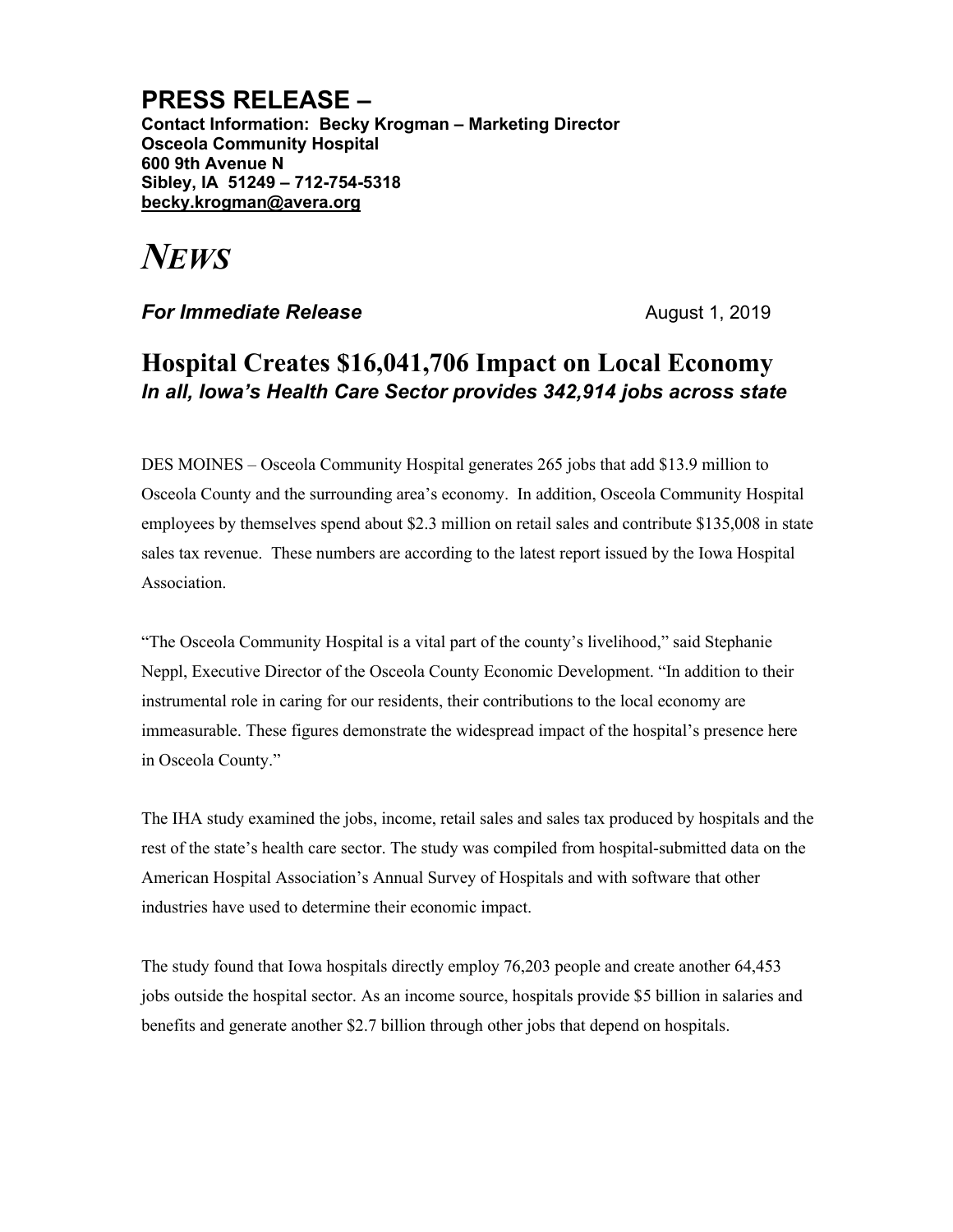# PRESS RELEASE –

**Contact Information: Becky Krogman – Marketing Director**
**Osceola Community Hospital**
**600 9th Avenue N**
**Sibley, IA 51249 – 712-754-5318**
**becky.krogman@avera.org**

# *NEWS*

***For Immediate Release*** August 1, 2019

## Hospital Creates $16,041,706 Impact on Local Economy

***In all, Iowa's Health Care Sector provides 342,914 jobs across state***

DES MOINES – Osceola Community Hospital generates 265 jobs that add $13.9 million to Osceola County and the surrounding area's economy. In addition, Osceola Community Hospital employees by themselves spend about $2.3 million on retail sales and contribute $135,008 in state sales tax revenue. These numbers are according to the latest report issued by the Iowa Hospital Association.

"The Osceola Community Hospital is a vital part of the county's livelihood," said Stephanie Neppl, Executive Director of the Osceola County Economic Development. "In addition to their instrumental role in caring for our residents, their contributions to the local economy are immeasurable. These figures demonstrate the widespread impact of the hospital's presence here in Osceola County."

The IHA study examined the jobs, income, retail sales and sales tax produced by hospitals and the rest of the state's health care sector. The study was compiled from hospital-submitted data on the American Hospital Association's Annual Survey of Hospitals and with software that other industries have used to determine their economic impact.

The study found that Iowa hospitals directly employ 76,203 people and create another 64,453 jobs outside the hospital sector. As an income source, hospitals provide $5 billion in salaries and benefits and generate another $2.7 billion through other jobs that depend on hospitals.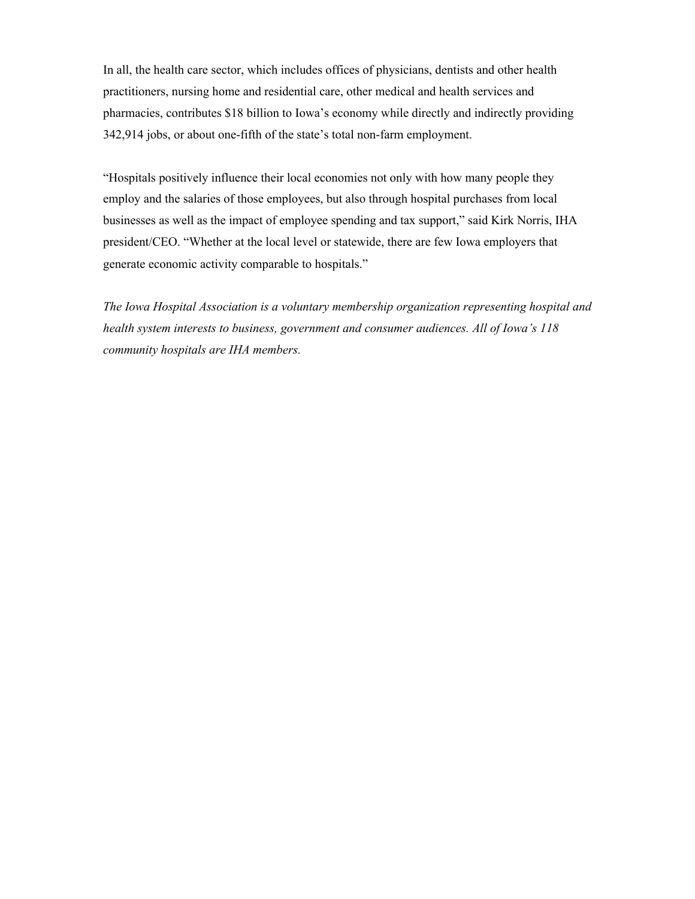In all, the health care sector, which includes offices of physicians, dentists and other health practitioners, nursing home and residential care, other medical and health services and pharmacies, contributes $18 billion to Iowa's economy while directly and indirectly providing 342,914 jobs, or about one-fifth of the state's total non-farm employment.

"Hospitals positively influence their local economies not only with how many people they employ and the salaries of those employees, but also through hospital purchases from local businesses as well as the impact of employee spending and tax support," said Kirk Norris, IHA president/CEO. "Whether at the local level or statewide, there are few Iowa employers that generate economic activity comparable to hospitals."

*The Iowa Hospital Association is a voluntary membership organization representing hospital and health system interests to business, government and consumer audiences. All of Iowa's 118 community hospitals are IHA members.*